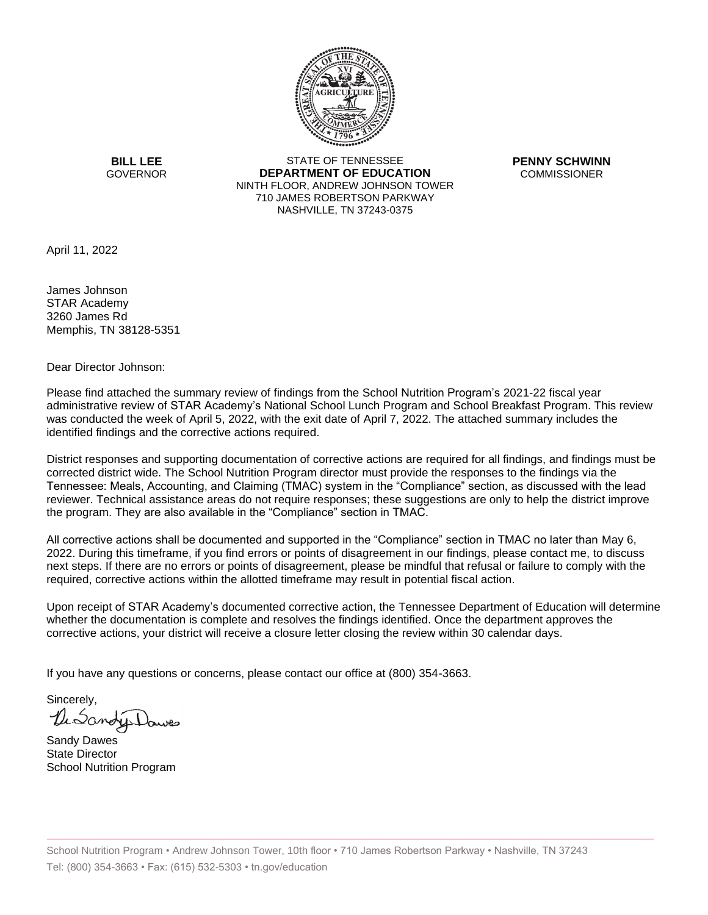**BILL LEE**
GOVERNOR

STATE OF TENNESSEE
**DEPARTMENT OF EDUCATION**
NINTH FLOOR, ANDREW JOHNSON TOWER
710 JAMES ROBERTSON PARKWAY
NASHVILLE, TN 37243-0375

**PENNY SCHWINN**
COMMISSIONER

April 11, 2022

James Johnson
STAR Academy
3260 James Rd
Memphis, TN 38128-5351

Dear Director Johnson:

Please find attached the summary review of findings from the School Nutrition Program's 2021-22 fiscal year administrative review of STAR Academy's National School Lunch Program and School Breakfast Program. This review was conducted the week of April 5, 2022, with the exit date of April 7, 2022. The attached summary includes the identified findings and the corrective actions required.

District responses and supporting documentation of corrective actions are required for all findings, and findings must be corrected district wide. The School Nutrition Program director must provide the responses to the findings via the Tennessee: Meals, Accounting, and Claiming (TMAC) system in the "Compliance" section, as discussed with the lead reviewer. Technical assistance areas do not require responses; these suggestions are only to help the district improve the program. They are also available in the "Compliance" section in TMAC.

All corrective actions shall be documented and supported in the "Compliance" section in TMAC no later than May 6, 2022. During this timeframe, if you find errors or points of disagreement in our findings, please contact me, to discuss next steps. If there are no errors or points of disagreement, please be mindful that refusal or failure to comply with the required, corrective actions within the allotted timeframe may result in potential fiscal action.

Upon receipt of STAR Academy's documented corrective action, the Tennessee Department of Education will determine whether the documentation is complete and resolves the findings identified. Once the department approves the corrective actions, your district will receive a closure letter closing the review within 30 calendar days.

If you have any questions or concerns, please contact our office at (800) 354-3663.

Sincerely,

Sandy Dawes
State Director
School Nutrition Program

School Nutrition Program • Andrew Johnson Tower, 10th floor • 710 James Robertson Parkway • Nashville, TN 37243
Tel: (800) 354-3663 • Fax: (615) 532-5303 • tn.gov/education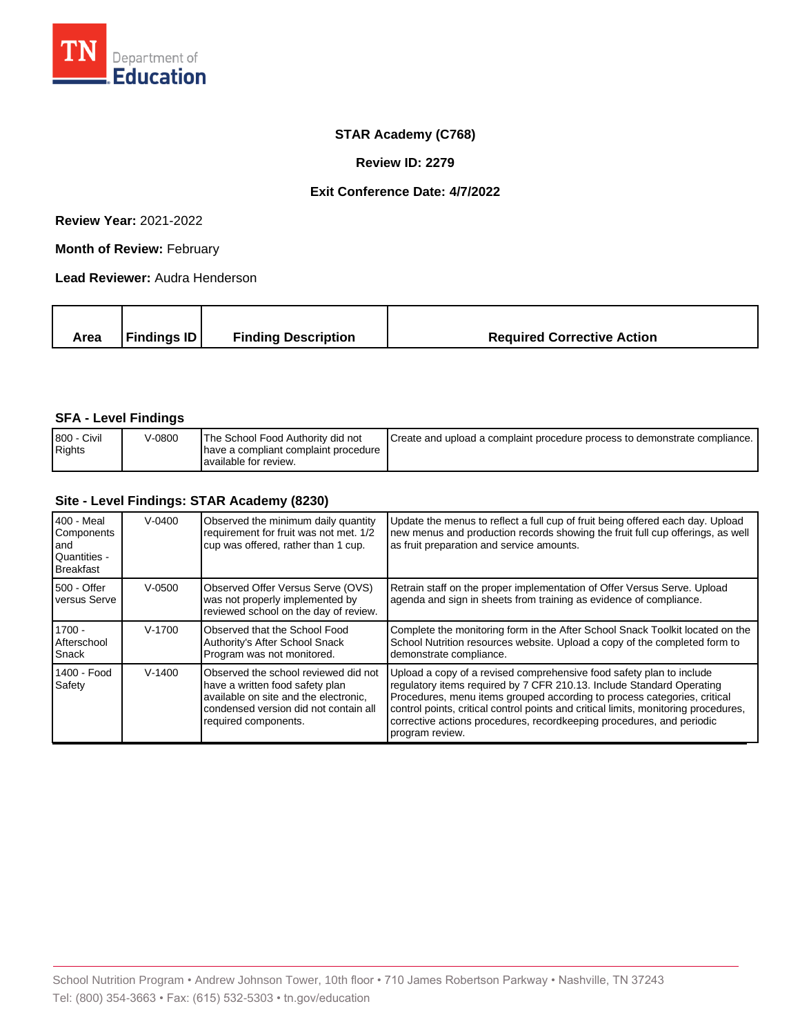TN Department of Education

**STAR Academy (C768)**

**Review ID: 2279**

**Exit Conference Date: 4/7/2022**

**Review Year:** 2021-2022

**Month of Review:** February

**Lead Reviewer:** Audra Henderson

| Area | Findings ID | Finding Description | Required Corrective Action |
|---|---|---|---|

### SFA - Level Findings

| Area | Findings ID | Finding Description | Required Corrective Action |
|---|---|---|---|
| 800 - Civil Rights | V-0800 | The School Food Authority did not have a compliant complaint procedure available for review. | Create and upload a complaint procedure process to demonstrate compliance. |

### Site - Level Findings: STAR Academy (8230)

| Area | Findings ID | Finding Description | Required Corrective Action |
|---|---|---|---|
| 400 - Meal Components and Quantities - Breakfast | V-0400 | Observed the minimum daily quantity requirement for fruit was not met. 1/2 cup was offered, rather than 1 cup. | Update the menus to reflect a full cup of fruit being offered each day. Upload new menus and production records showing the fruit full cup offerings, as well as fruit preparation and service amounts. |
| 500 - Offer versus Serve | V-0500 | Observed Offer Versus Serve (OVS) was not properly implemented by reviewed school on the day of review. | Retrain staff on the proper implementation of Offer Versus Serve. Upload agenda and sign in sheets from training as evidence of compliance. |
| 1700 - Afterschool Snack | V-1700 | Observed that the School Food Authority's After School Snack Program was not monitored. | Complete the monitoring form in the After School Snack Toolkit located on the School Nutrition resources website. Upload a copy of the completed form to demonstrate compliance. |
| 1400 - Food Safety | V-1400 | Observed the school reviewed did not have a written food safety plan available on site and the electronic, condensed version did not contain all required components. | Upload a copy of a revised comprehensive food safety plan to include regulatory items required by 7 CFR 210.13. Include Standard Operating Procedures, menu items grouped according to process categories, critical control points, critical control points and critical limits, monitoring procedures, corrective actions procedures, recordkeeping procedures, and periodic program review. |

School Nutrition Program • Andrew Johnson Tower, 10th floor • 710 James Robertson Parkway • Nashville, TN 37243
Tel: (800) 354-3663 • Fax: (615) 532-5303 • tn.gov/education